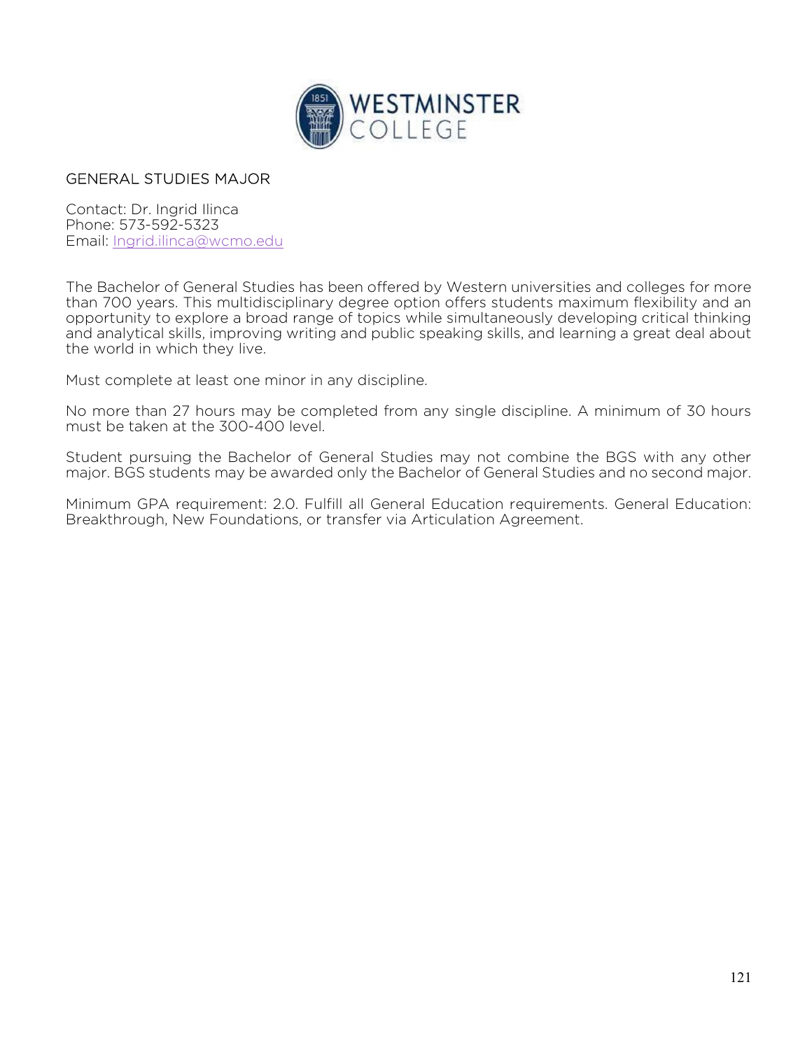# GENERAL STUDIES MAJOR

Contact: Dr. Ingrid Ilinca
Phone: 573-592-5323
Email: Ingrid.ilinca@wcmo.edu

The Bachelor of General Studies has been offered by Western universities and colleges for more than 700 years. This multidisciplinary degree option offers students maximum flexibility and an opportunity to explore a broad range of topics while simultaneously developing critical thinking and analytical skills, improving writing and public speaking skills, and learning a great deal about the world in which they live.

Must complete at least one minor in any discipline.

No more than 27 hours may be completed from any single discipline. A minimum of 30 hours must be taken at the 300-400 level.

Student pursuing the Bachelor of General Studies may not combine the BGS with any other major. BGS students may be awarded only the Bachelor of General Studies and no second major.

Minimum GPA requirement: 2.0. Fulfill all General Education requirements. General Education: Breakthrough, New Foundations, or transfer via Articulation Agreement.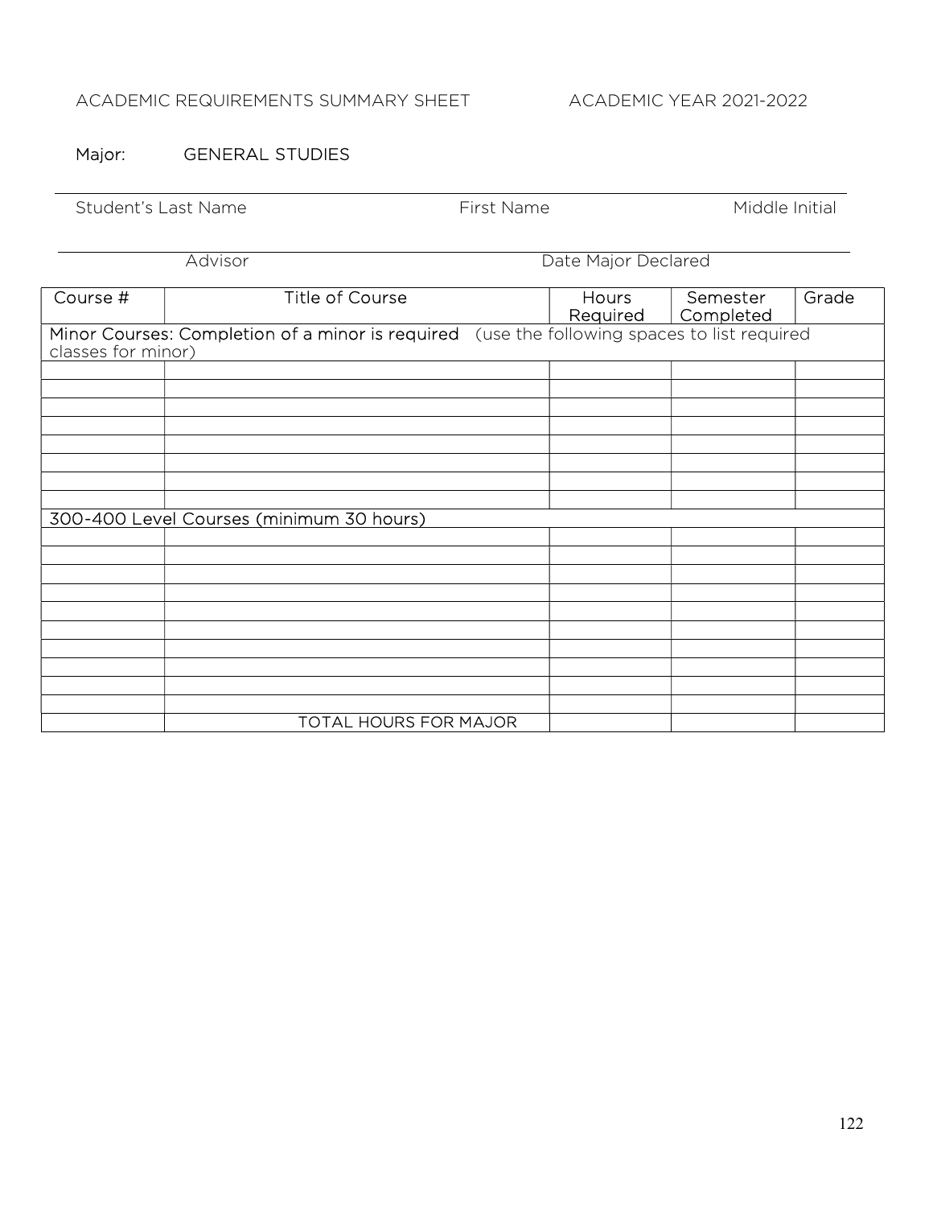ACADEMIC REQUIREMENTS SUMMARY SHEET ACADEMIC YEAR 2021-2022

Major: GENERAL STUDIES

Student's Last Name First Name Middle Initial

Advisor Date Major Declared

| Course # | Title of Course | Hours Required | Semester Completed | Grade |
|---|---|---|---|---|
| Minor Courses: Completion of a minor is required (use the following spaces to list required classes for minor) | | | | |
| | | | | |
| | | | | |
| | | | | |
| | | | | |
| | | | | |
| | | | | |
| | | | | |
| | | | | |
| 300-400 Level Courses (minimum 30 hours) | | | | |
| | | | | |
| | | | | |
| | | | | |
| | | | | |
| | | | | |
| | | | | |
| | | | | |
| | | | | |
| | | | | |
| | | | | |
| | TOTAL HOURS FOR MAJOR | | | |